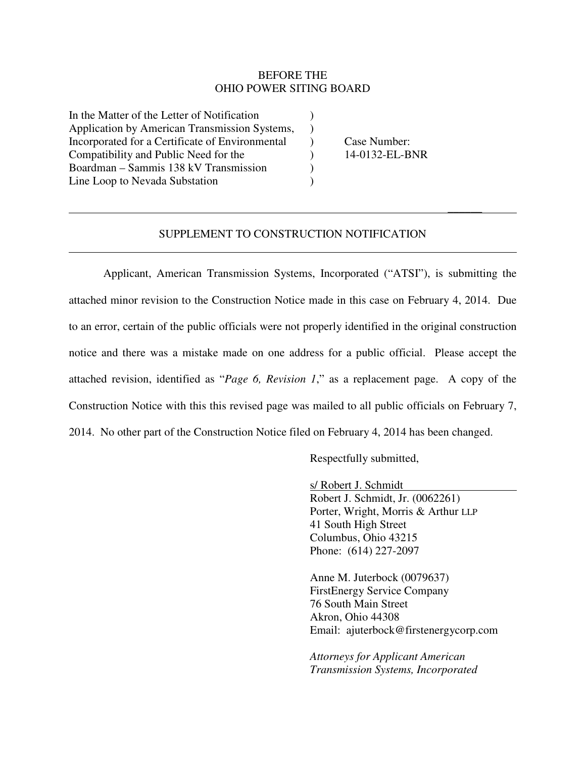BEFORE THE
OHIO POWER SITING BOARD

| | | |
|---|---|---|
| In the Matter of the Letter of Notification Application by American Transmission Systems, Incorporated for a Certificate of Environmental Compatibility and Public Need for the Boardman – Sammis 138 kV Transmission Line Loop to Nevada Substation | ) ) ) ) ) ) | Case Number: 14-0132-EL-BNR |

---

## SUPPLEMENT TO CONSTRUCTION NOTIFICATION

---

Applicant, American Transmission Systems, Incorporated ("ATSI"), is submitting the attached minor revision to the Construction Notice made in this case on February 4, 2014. Due to an error, certain of the public officials were not properly identified in the original construction notice and there was a mistake made on one address for a public official. Please accept the attached revision, identified as "*Page 6, Revision 1*," as a replacement page. A copy of the Construction Notice with this this revised page was mailed to all public officials on February 7, 2014. No other part of the Construction Notice filed on February 4, 2014 has been changed.

Respectfully submitted,

s/ Robert J. Schmidt
Robert J. Schmidt, Jr. (0062261)
Porter, Wright, Morris & Arthur LLP
41 South High Street
Columbus, Ohio 43215
Phone: (614) 227-2097

Anne M. Juterbock (0079637)
FirstEnergy Service Company
76 South Main Street
Akron, Ohio 44308
Email: ajuterbock@firstenergycorp.com

*Attorneys for Applicant American Transmission Systems, Incorporated*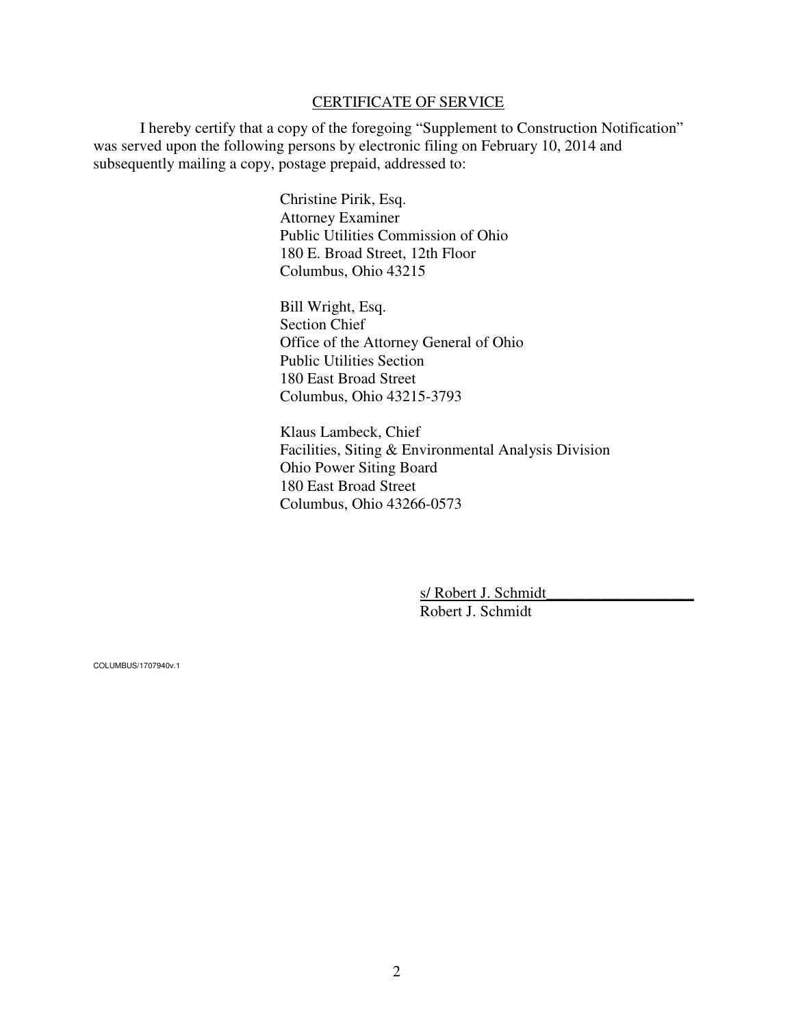## CERTIFICATE OF SERVICE

I hereby certify that a copy of the foregoing "Supplement to Construction Notification" was served upon the following persons by electronic filing on February 10, 2014 and subsequently mailing a copy, postage prepaid, addressed to:

Christine Pirik, Esq.
Attorney Examiner
Public Utilities Commission of Ohio
180 E. Broad Street, 12th Floor
Columbus, Ohio 43215

Bill Wright, Esq.
Section Chief
Office of the Attorney General of Ohio
Public Utilities Section
180 East Broad Street
Columbus, Ohio 43215-3793

Klaus Lambeck, Chief
Facilities, Siting & Environmental Analysis Division
Ohio Power Siting Board
180 East Broad Street
Columbus, Ohio 43266-0573

s/ Robert J. Schmidt___________________
Robert J. Schmidt

COLUMBUS/1707940v.1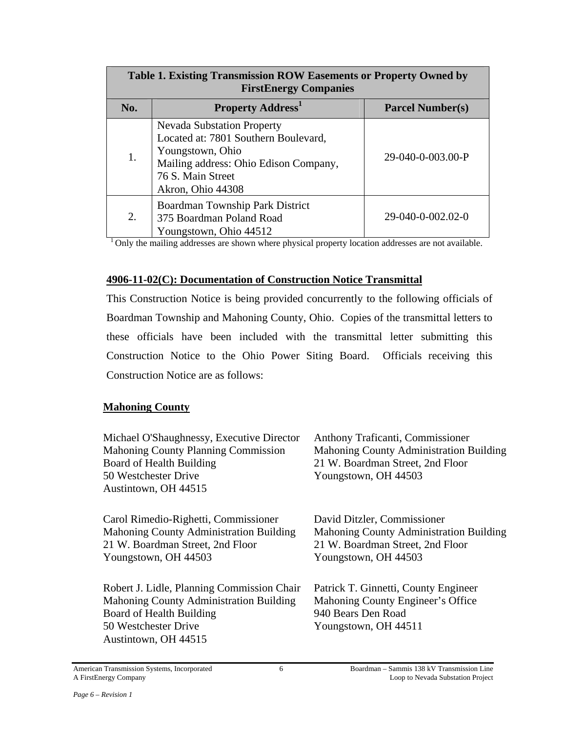| Table 1. Existing Transmission ROW Easements or Property Owned by FirstEnergy Companies | | |
|---|---|---|
| **No.** | **Property Address[1]** | **Parcel Number(s)** |
| 1. | Nevada Substation Property<br>Located at: 7801 Southern Boulevard, Youngstown, Ohio<br>Mailing address: Ohio Edison Company, 76 S. Main Street<br>Akron, Ohio 44308 | 29-040-0-003.00-P |
| 2. | Boardman Township Park District<br>375 Boardman Poland Road<br>Youngstown, Ohio 44512 | 29-040-0-002.02-0 |

[1] Only the mailing addresses are shown where physical property location addresses are not available.

**4906-11-02(C): Documentation of Construction Notice Transmittal**

This Construction Notice is being provided concurrently to the following officials of Boardman Township and Mahoning County, Ohio. Copies of the transmittal letters to these officials have been included with the transmittal letter submitting this Construction Notice to the Ohio Power Siting Board. Officials receiving this Construction Notice are as follows:

**Mahoning County**

Michael O'Shaughnessy, Executive Director
Mahoning County Planning Commission
Board of Health Building
50 Westchester Drive
Austintown, OH 44515

Anthony Traficanti, Commissioner
Mahoning County Administration Building
21 W. Boardman Street, 2nd Floor
Youngstown, OH 44503

Carol Rimedio-Righetti, Commissioner
Mahoning County Administration Building
21 W. Boardman Street, 2nd Floor
Youngstown, OH 44503

David Ditzler, Commissioner
Mahoning County Administration Building
21 W. Boardman Street, 2nd Floor
Youngstown, OH 44503

Robert J. Lidle, Planning Commission Chair
Mahoning County Administration Building
Board of Health Building
50 Westchester Drive
Austintown, OH 44515

Patrick T. Ginnetti, County Engineer
Mahoning County Engineer's Office
940 Bears Den Road
Youngstown, OH 44511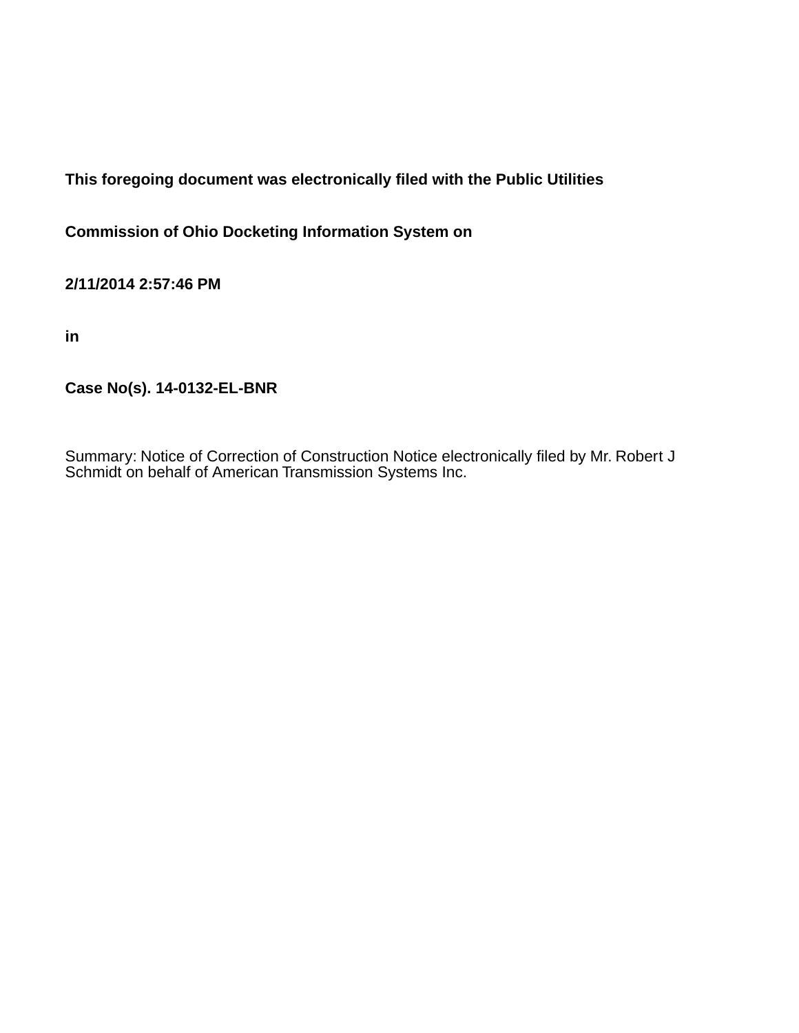**This foregoing document was electronically filed with the Public Utilities**

**Commission of Ohio Docketing Information System on**

**2/11/2014 2:57:46 PM**

**in**

**Case No(s). 14-0132-EL-BNR**

Summary: Notice of Correction of Construction Notice electronically filed by Mr. Robert J Schmidt on behalf of American Transmission Systems Inc.